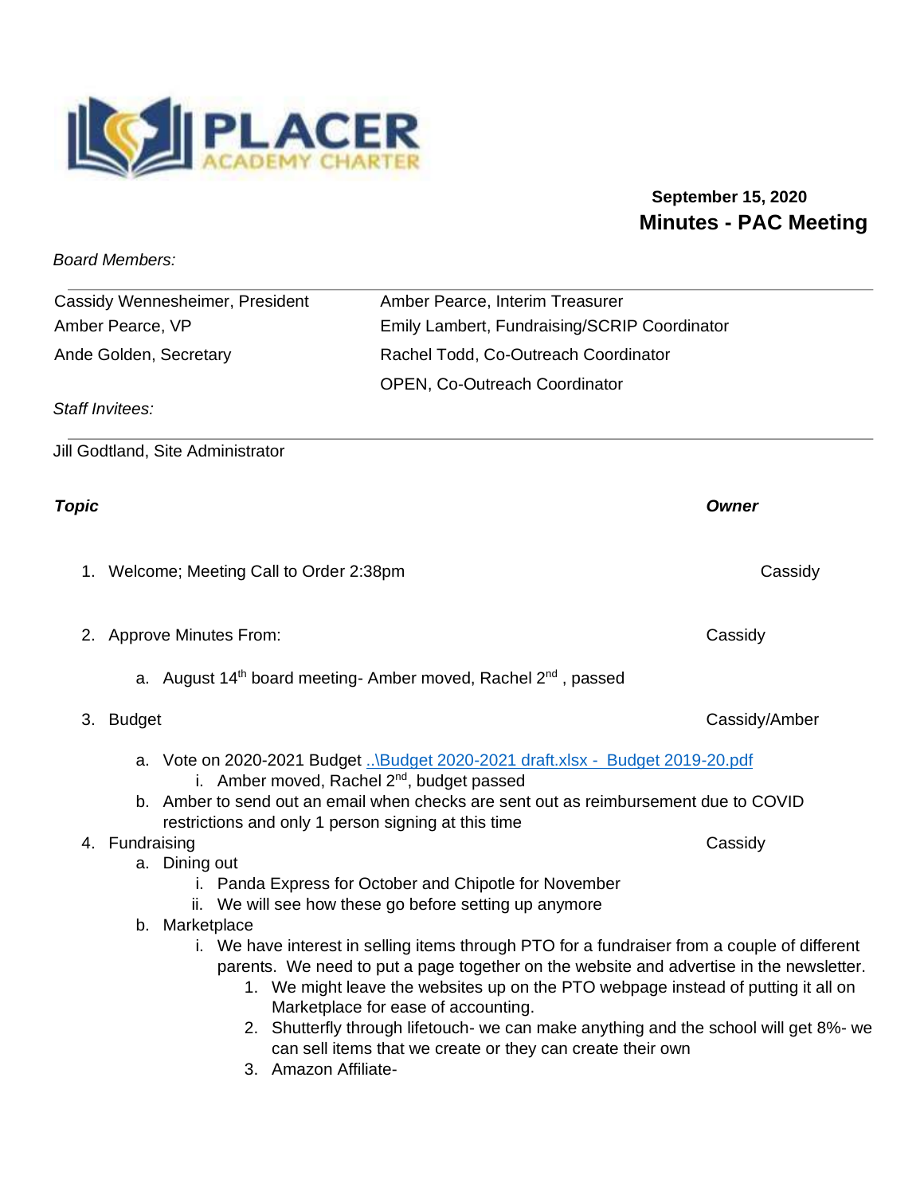PLACER
ACADEMY CHARTER

**September 15, 2020**

# Minutes - PAC Meeting

*Board Members:*

| | |
|---|---|
| Cassidy Wennesheimer, President | Amber Pearce, Interim Treasurer |
| Amber Pearce, VP | Emily Lambert, Fundraising/SCRIP Coordinator |
| Ande Golden, Secretary | Rachel Todd, Co-Outreach Coordinator |
| | OPEN, Co-Outreach Coordinator |

*Staff Invitees:*

Jill Godtland, Site Administrator

| ***Topic*** | ***Owner*** |
|---|---|
| 1. Welcome; Meeting Call to Order 2:38pm | Cassidy |
| 2. Approve Minutes From: | Cassidy |
| 3. Budget | Cassidy/Amber |
| 4. Fundraising | Cassidy |

1. Welcome; Meeting Call to Order 2:38pm — Cassidy

2. Approve Minutes From: — Cassidy
   a. August 14th board meeting- Amber moved, Rachel 2nd , passed

3. Budget — Cassidy/Amber
   a. Vote on 2020-2021 Budget [..\Budget 2020-2021 draft.xlsx - Budget 2019-20.pdf]
      i. Amber moved, Rachel 2nd, budget passed
   b. Amber to send out an email when checks are sent out as reimbursement due to COVID restrictions and only 1 person signing at this time

4. Fundraising — Cassidy
   a. Dining out
      i. Panda Express for October and Chipotle for November
      ii. We will see how these go before setting up anymore
   b. Marketplace
      i. We have interest in selling items through PTO for a fundraiser from a couple of different parents. We need to put a page together on the website and advertise in the newsletter.
         1. We might leave the websites up on the PTO webpage instead of putting it all on Marketplace for ease of accounting.
         2. Shutterfly through lifetouch- we can make anything and the school will get 8%- we can sell items that we create or they can create their own
         3. Amazon Affiliate-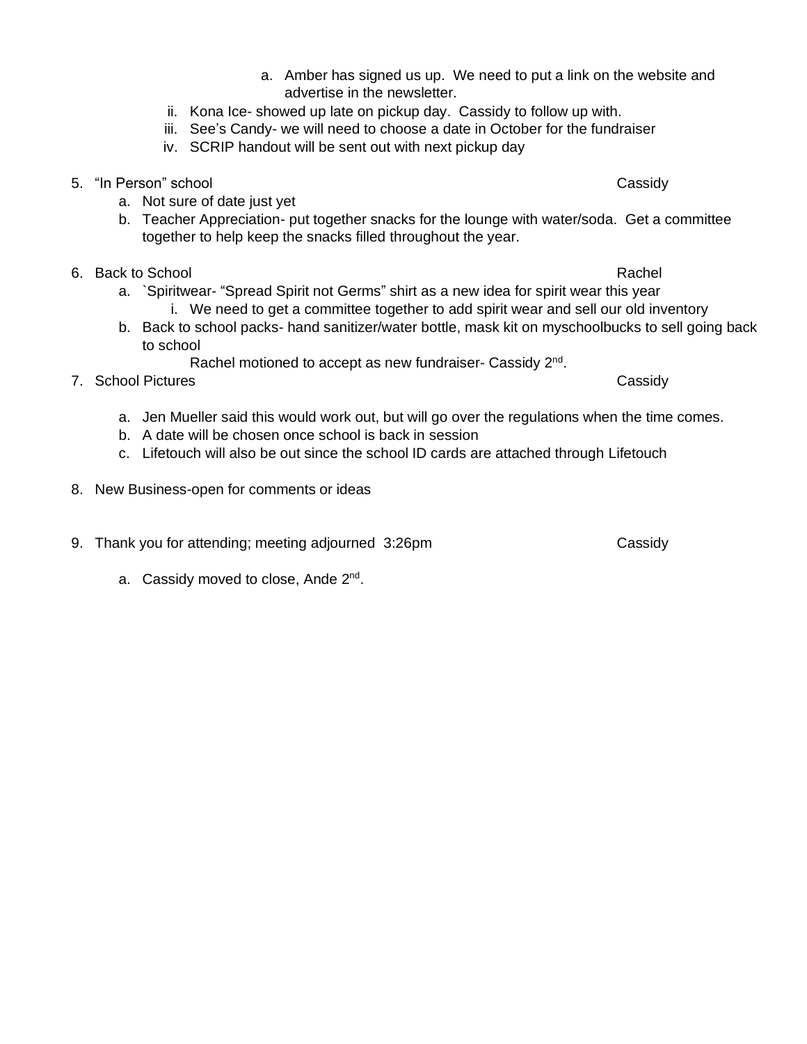a. Amber has signed us up. We need to put a link on the website and advertise in the newsletter.

   ii. Kona Ice- showed up late on pickup day. Cassidy to follow up with.
   iii. See's Candy- we will need to choose a date in October for the fundraiser
   iv. SCRIP handout will be sent out with next pickup day

5. "In Person" school — Cassidy
   a. Not sure of date just yet
   b. Teacher Appreciation- put together snacks for the lounge with water/soda. Get a committee together to help keep the snacks filled throughout the year.

6. Back to School — Rachel
   a. `Spiritwear- "Spread Spirit not Germs" shirt as a new idea for spirit wear this year
      i. We need to get a committee together to add spirit wear and sell our old inventory
   b. Back to school packs- hand sanitizer/water bottle, mask kit on myschoolbucks to sell going back to school

      Rachel motioned to accept as new fundraiser- Cassidy 2nd.

7. School Pictures — Cassidy
   a. Jen Mueller said this would work out, but will go over the regulations when the time comes.
   b. A date will be chosen once school is back in session
   c. Lifetouch will also be out since the school ID cards are attached through Lifetouch

8. New Business-open for comments or ideas

9. Thank you for attending; meeting adjourned 3:26pm — Cassidy
   a. Cassidy moved to close, Ande 2nd.